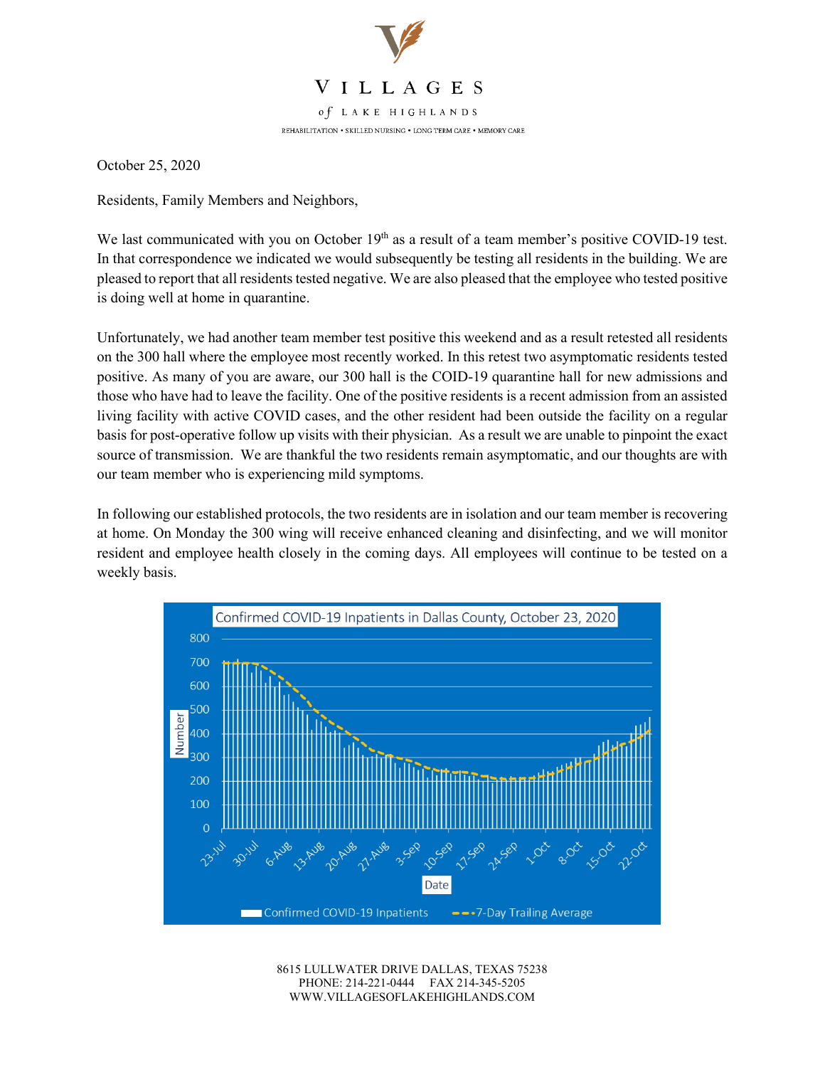# VILLAGES of LAKE HIGHLANDS

REHABILITATION • SKILLED NURSING • LONG TERM CARE • MEMORY CARE

October 25, 2020

Residents, Family Members and Neighbors,

We last communicated with you on October 19th as a result of a team member's positive COVID-19 test. In that correspondence we indicated we would subsequently be testing all residents in the building. We are pleased to report that all residents tested negative. We are also pleased that the employee who tested positive is doing well at home in quarantine.

Unfortunately, we had another team member test positive this weekend and as a result retested all residents on the 300 hall where the employee most recently worked. In this retest two asymptomatic residents tested positive. As many of you are aware, our 300 hall is the COID-19 quarantine hall for new admissions and those who have had to leave the facility. One of the positive residents is a recent admission from an assisted living facility with active COVID cases, and the other resident had been outside the facility on a regular basis for post-operative follow up visits with their physician. As a result we are unable to pinpoint the exact source of transmission. We are thankful the two residents remain asymptomatic, and our thoughts are with our team member who is experiencing mild symptoms.

In following our established protocols, the two residents are in isolation and our team member is recovering at home. On Monday the 300 wing will receive enhanced cleaning and disinfecting, and we will monitor resident and employee health closely in the coming days. All employees will continue to be tested on a weekly basis.

Confirmed COVID-19 Inpatients in Dallas County, October 23, 2020

8615 LULLWATER DRIVE DALLAS, TEXAS 75238
PHONE: 214-221-0444 FAX 214-345-5205
WWW.VILLAGESOFLAKEHIGHLANDS.COM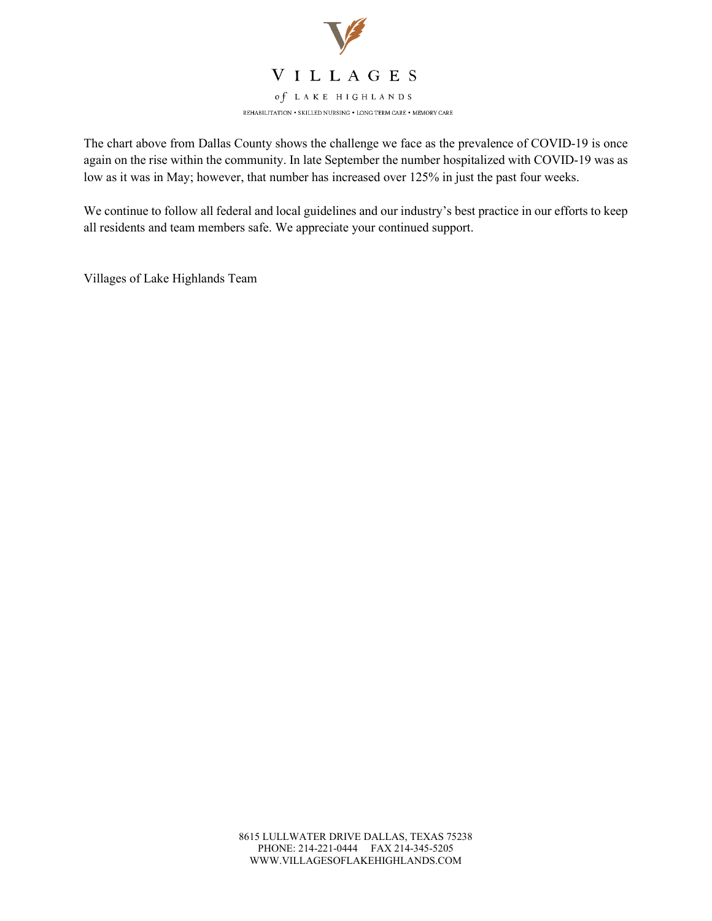# VILLAGES

*of* LAKE HIGHLANDS

REHABILITATION • SKILLED NURSING • LONG TERM CARE • MEMORY CARE

The chart above from Dallas County shows the challenge we face as the prevalence of COVID-19 is once again on the rise within the community. In late September the number hospitalized with COVID-19 was as low as it was in May; however, that number has increased over 125% in just the past four weeks.

We continue to follow all federal and local guidelines and our industry's best practice in our efforts to keep all residents and team members safe. We appreciate your continued support.

Villages of Lake Highlands Team

8615 LULLWATER DRIVE DALLAS, TEXAS 75238
PHONE: 214-221-0444 FAX 214-345-5205
WWW.VILLAGESOFLAKEHIGHLANDS.COM